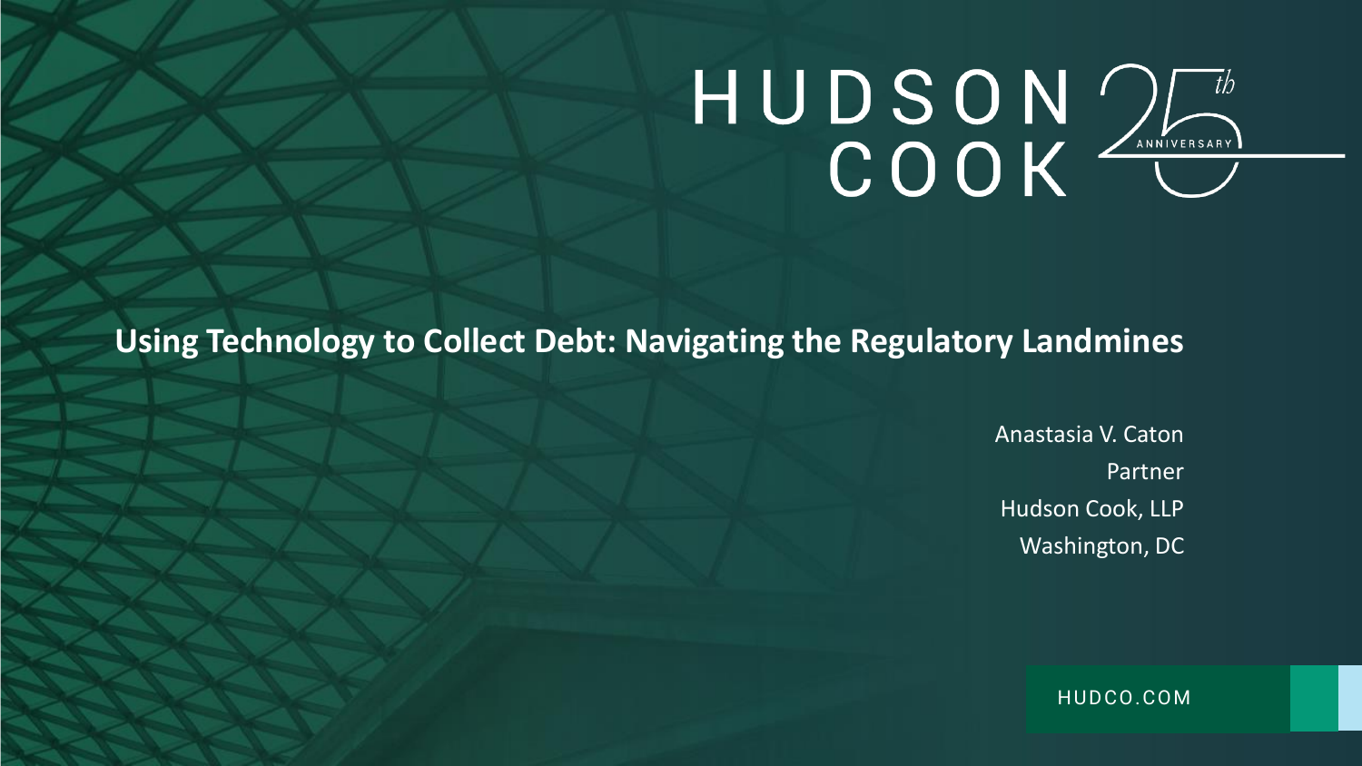HUDSON COOK 25th ANNIVERSARY

# Using Technology to Collect Debt: Navigating the Regulatory Landmines

Anastasia V. Caton
Partner
Hudson Cook, LLP
Washington, DC

HUDCO.COM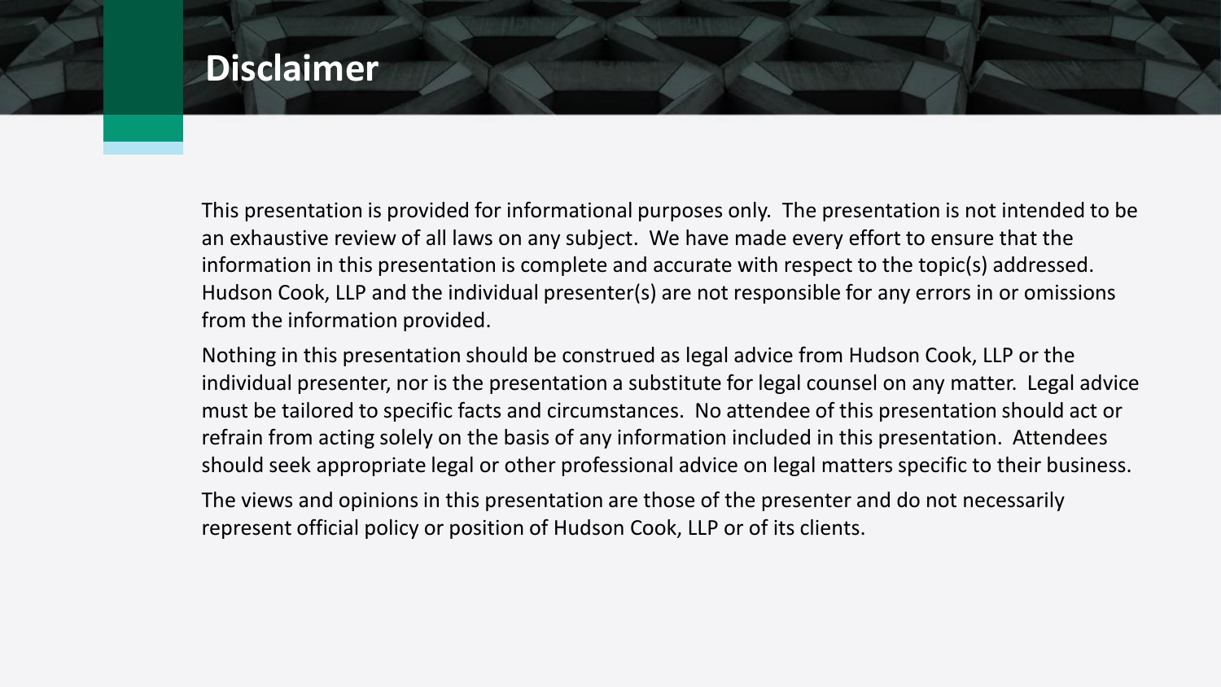# Disclaimer

This presentation is provided for informational purposes only. The presentation is not intended to be an exhaustive review of all laws on any subject. We have made every effort to ensure that the information in this presentation is complete and accurate with respect to the topic(s) addressed. Hudson Cook, LLP and the individual presenter(s) are not responsible for any errors in or omissions from the information provided.

Nothing in this presentation should be construed as legal advice from Hudson Cook, LLP or the individual presenter, nor is the presentation a substitute for legal counsel on any matter. Legal advice must be tailored to specific facts and circumstances. No attendee of this presentation should act or refrain from acting solely on the basis of any information included in this presentation. Attendees should seek appropriate legal or other professional advice on legal matters specific to their business.

The views and opinions in this presentation are those of the presenter and do not necessarily represent official policy or position of Hudson Cook, LLP or of its clients.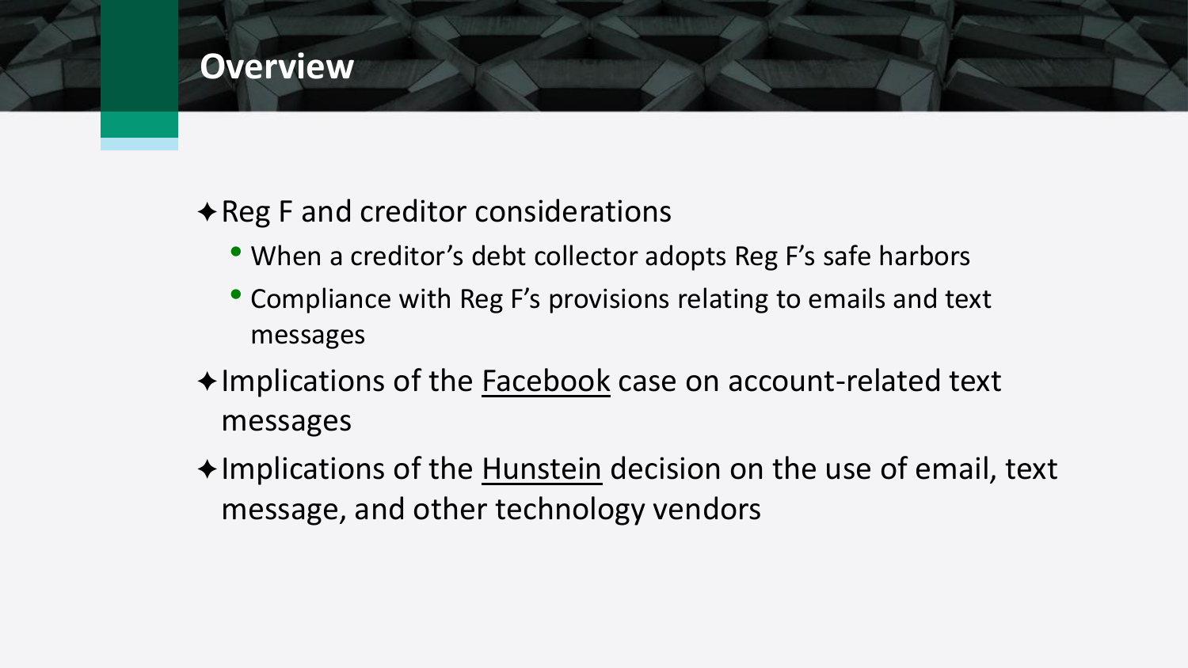## Overview

- Reg F and creditor considerations
  - When a creditor's debt collector adopts Reg F's safe harbors
  - Compliance with Reg F's provisions relating to emails and text messages
- Implications of the <u>Facebook</u> case on account-related text messages
- Implications of the <u>Hunstein</u> decision on the use of email, text message, and other technology vendors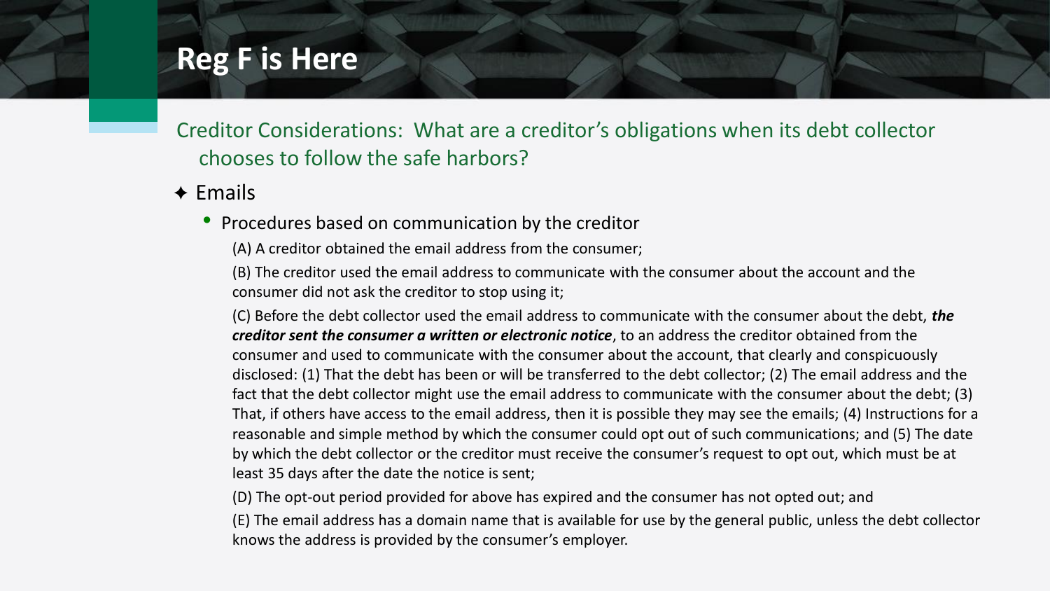# Reg F is Here

## Creditor Considerations: What are a creditor's obligations when its debt collector chooses to follow the safe harbors?

- Emails
  - Procedures based on communication by the creditor

    (A) A creditor obtained the email address from the consumer;

    (B) The creditor used the email address to communicate with the consumer about the account and the consumer did not ask the creditor to stop using it;

    (C) Before the debt collector used the email address to communicate with the consumer about the debt, ***the creditor sent the consumer a written or electronic notice***, to an address the creditor obtained from the consumer and used to communicate with the consumer about the account, that clearly and conspicuously disclosed: (1) That the debt has been or will be transferred to the debt collector; (2) The email address and the fact that the debt collector might use the email address to communicate with the consumer about the debt; (3) That, if others have access to the email address, then it is possible they may see the emails; (4) Instructions for a reasonable and simple method by which the consumer could opt out of such communications; and (5) The date by which the debt collector or the creditor must receive the consumer's request to opt out, which must be at least 35 days after the date the notice is sent;

    (D) The opt-out period provided for above has expired and the consumer has not opted out; and

    (E) The email address has a domain name that is available for use by the general public, unless the debt collector knows the address is provided by the consumer's employer.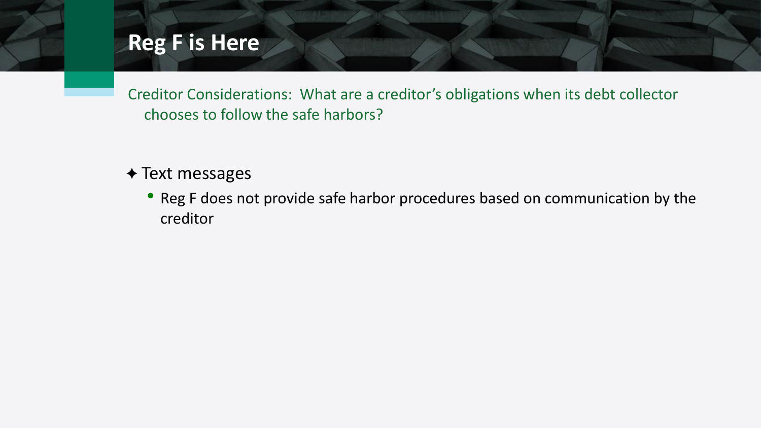# Reg F is Here

Creditor Considerations: What are a creditor's obligations when its debt collector chooses to follow the safe harbors?

- Text messages
  - Reg F does not provide safe harbor procedures based on communication by the creditor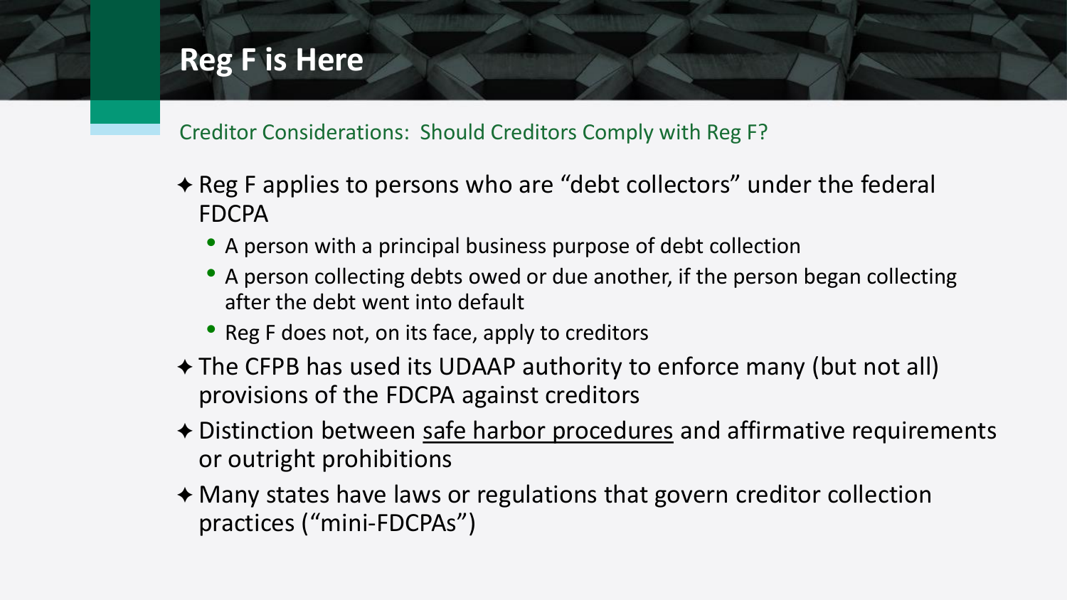# Reg F is Here

## Creditor Considerations: Should Creditors Comply with Reg F?

- Reg F applies to persons who are "debt collectors" under the federal FDCPA
  - A person with a principal business purpose of debt collection
  - A person collecting debts owed or due another, if the person began collecting after the debt went into default
  - Reg F does not, on its face, apply to creditors
- The CFPB has used its UDAAP authority to enforce many (but not all) provisions of the FDCPA against creditors
- Distinction between <u>safe harbor procedures</u> and affirmative requirements or outright prohibitions
- Many states have laws or regulations that govern creditor collection practices ("mini-FDCPAs")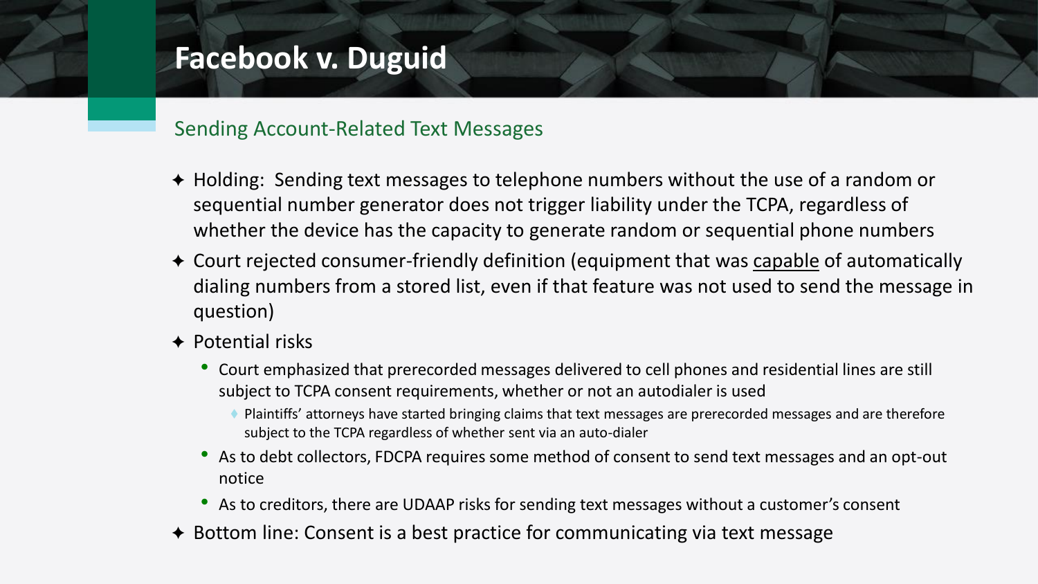# Facebook v. Duguid

## Sending Account-Related Text Messages

- Holding: Sending text messages to telephone numbers without the use of a random or sequential number generator does not trigger liability under the TCPA, regardless of whether the device has the capacity to generate random or sequential phone numbers
- Court rejected consumer-friendly definition (equipment that was <u>capable</u> of automatically dialing numbers from a stored list, even if that feature was not used to send the message in question)
- Potential risks
  - Court emphasized that prerecorded messages delivered to cell phones and residential lines are still subject to TCPA consent requirements, whether or not an autodialer is used
    - Plaintiffs' attorneys have started bringing claims that text messages are prerecorded messages and are therefore subject to the TCPA regardless of whether sent via an auto-dialer
  - As to debt collectors, FDCPA requires some method of consent to send text messages and an opt-out notice
  - As to creditors, there are UDAAP risks for sending text messages without a customer's consent
- Bottom line: Consent is a best practice for communicating via text message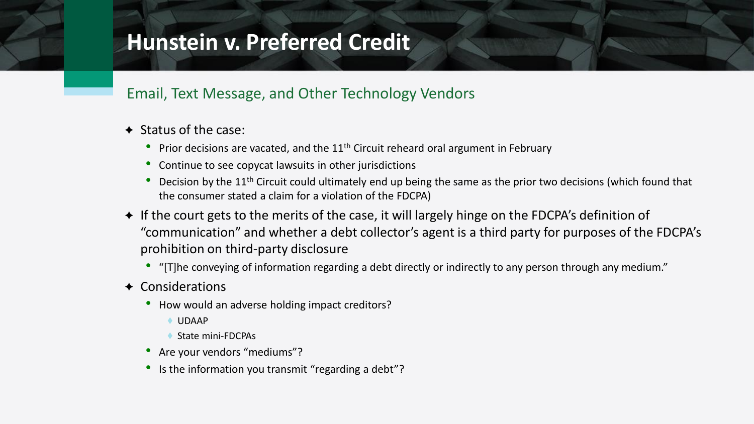# Hunstein v. Preferred Credit

## Email, Text Message, and Other Technology Vendors

- Status of the case:
  - Prior decisions are vacated, and the 11th Circuit reheard oral argument in February
  - Continue to see copycat lawsuits in other jurisdictions
  - Decision by the 11th Circuit could ultimately end up being the same as the prior two decisions (which found that the consumer stated a claim for a violation of the FDCPA)
- If the court gets to the merits of the case, it will largely hinge on the FDCPA's definition of "communication" and whether a debt collector's agent is a third party for purposes of the FDCPA's prohibition on third-party disclosure
  - "[T]he conveying of information regarding a debt directly or indirectly to any person through any medium."
- Considerations
  - How would an adverse holding impact creditors?
    - UDAAP
    - State mini-FDCPAs
  - Are your vendors "mediums"?
  - Is the information you transmit "regarding a debt"?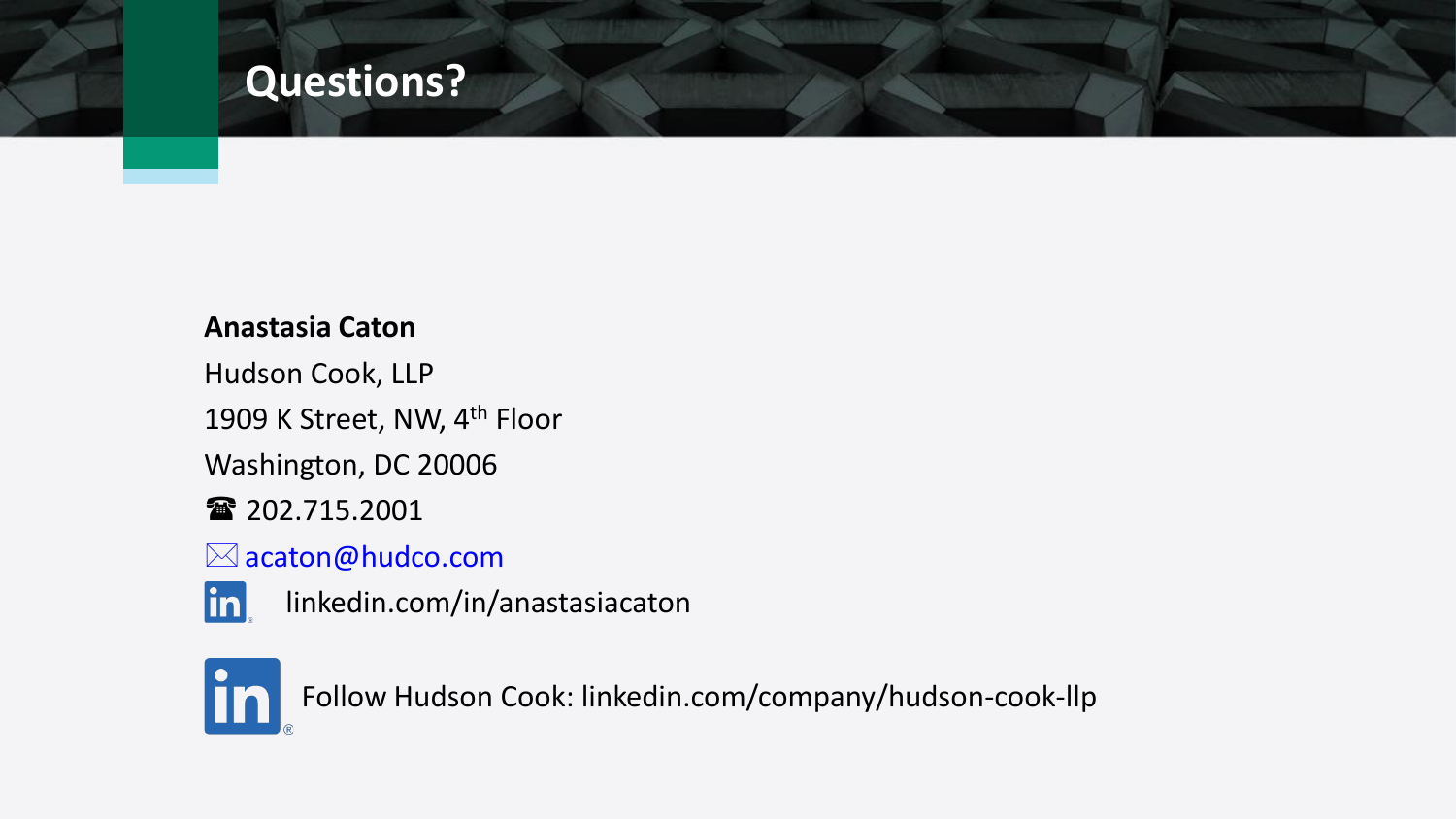# Questions?

**Anastasia Caton**

Hudson Cook, LLP

1909 K Street, NW, 4th Floor

Washington, DC 20006

☎ 202.715.2001

acaton@hudco.com

linkedin.com/in/anastasiacaton

Follow Hudson Cook: linkedin.com/company/hudson-cook-llp